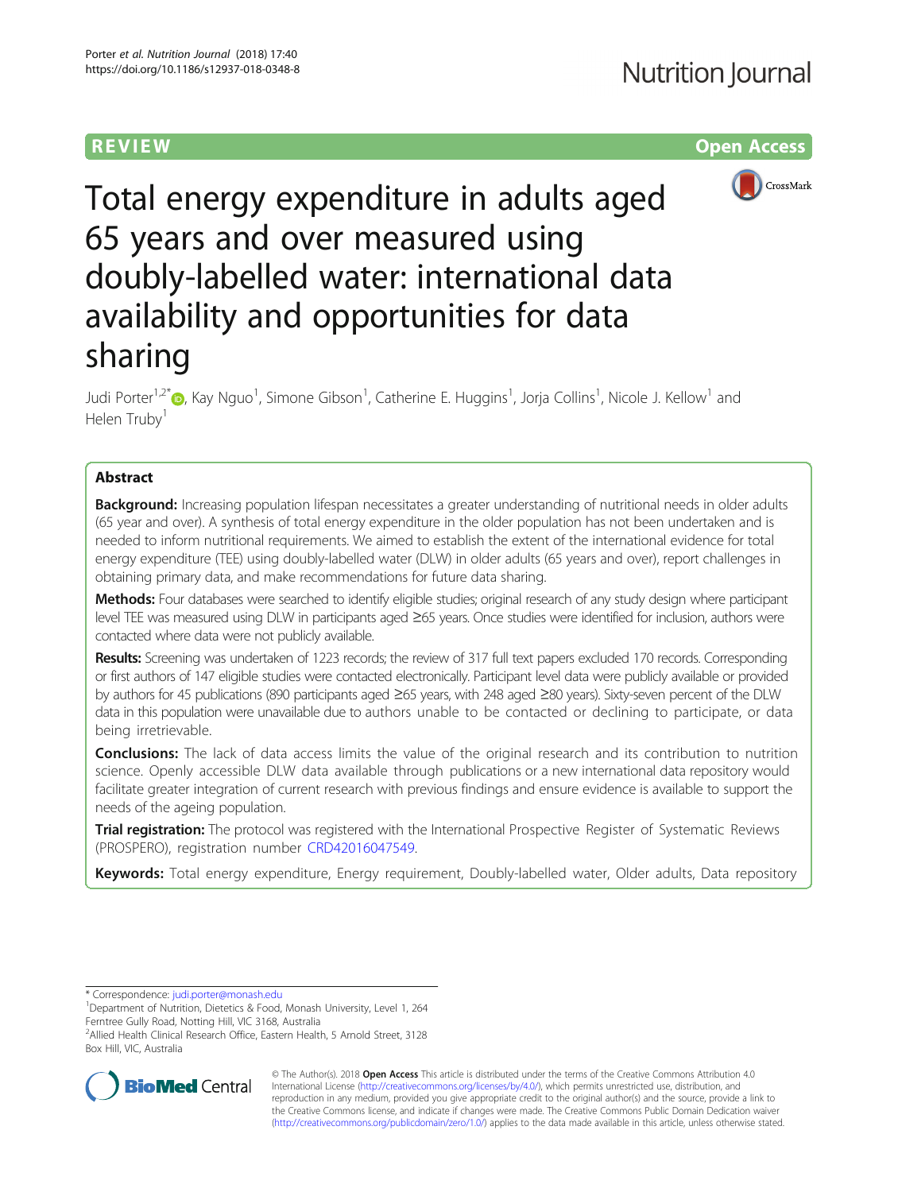REVIEW

Open Access

# Total energy expenditure in adults aged 65 years and over measured using doubly-labelled water: international data availability and opportunities for data sharing

Judi Porter[1,2*], Kay Nguo[1], Simone Gibson[1], Catherine E. Huggins[1], Jorja Collins[1], Nicole J. Kellow[1] and Helen Truby[1]

## Abstract

**Background:** Increasing population lifespan necessitates a greater understanding of nutritional needs in older adults (65 year and over). A synthesis of total energy expenditure in the older population has not been undertaken and is needed to inform nutritional requirements. We aimed to establish the extent of the international evidence for total energy expenditure (TEE) using doubly-labelled water (DLW) in older adults (65 years and over), report challenges in obtaining primary data, and make recommendations for future data sharing.

**Methods:** Four databases were searched to identify eligible studies; original research of any study design where participant level TEE was measured using DLW in participants aged ≥65 years. Once studies were identified for inclusion, authors were contacted where data were not publicly available.

**Results:** Screening was undertaken of 1223 records; the review of 317 full text papers excluded 170 records. Corresponding or first authors of 147 eligible studies were contacted electronically. Participant level data were publicly available or provided by authors for 45 publications (890 participants aged ≥65 years, with 248 aged ≥80 years). Sixty-seven percent of the DLW data in this population were unavailable due to authors unable to be contacted or declining to participate, or data being irretrievable.

**Conclusions:** The lack of data access limits the value of the original research and its contribution to nutrition science. Openly accessible DLW data available through publications or a new international data repository would facilitate greater integration of current research with previous findings and ensure evidence is available to support the needs of the ageing population.

**Trial registration:** The protocol was registered with the International Prospective Register of Systematic Reviews (PROSPERO), registration number CRD42016047549.

**Keywords:** Total energy expenditure, Energy requirement, Doubly-labelled water, Older adults, Data repository

\* Correspondence: judi.porter@monash.edu
[1]Department of Nutrition, Dietetics & Food, Monash University, Level 1, 264 Ferntree Gully Road, Notting Hill, VIC 3168, Australia
[2]Allied Health Clinical Research Office, Eastern Health, 5 Arnold Street, 3128 Box Hill, VIC, Australia

© The Author(s). 2018 **Open Access** This article is distributed under the terms of the Creative Commons Attribution 4.0 International License (http://creativecommons.org/licenses/by/4.0/), which permits unrestricted use, distribution, and reproduction in any medium, provided you give appropriate credit to the original author(s) and the source, provide a link to the Creative Commons license, and indicate if changes were made. The Creative Commons Public Domain Dedication waiver (http://creativecommons.org/publicdomain/zero/1.0/) applies to the data made available in this article, unless otherwise stated.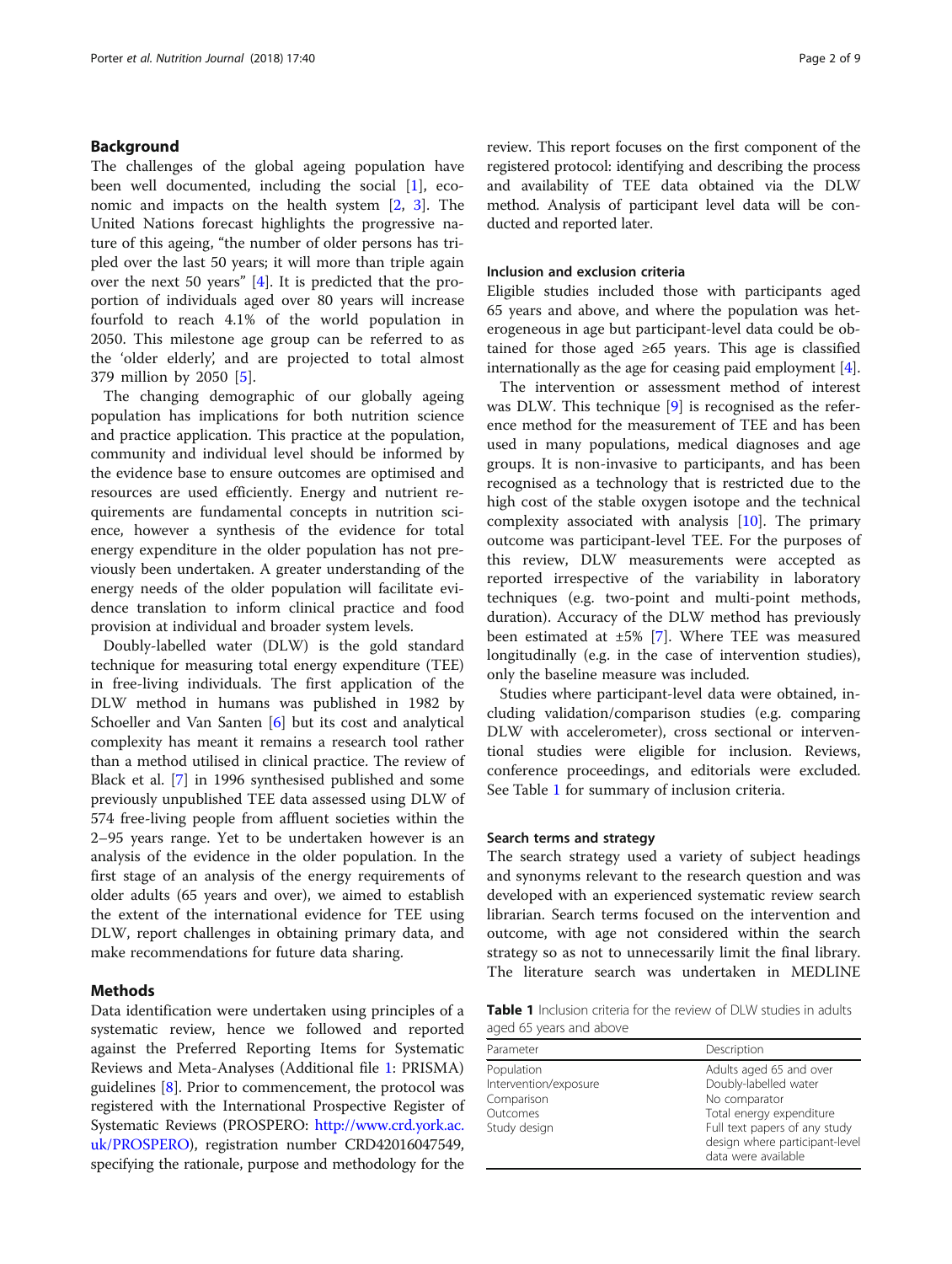## Background

The challenges of the global ageing population have been well documented, including the social [1], economic and impacts on the health system [2, 3]. The United Nations forecast highlights the progressive nature of this ageing, "the number of older persons has tripled over the last 50 years; it will more than triple again over the next 50 years" [4]. It is predicted that the proportion of individuals aged over 80 years will increase fourfold to reach 4.1% of the world population in 2050. This milestone age group can be referred to as the 'older elderly', and are projected to total almost 379 million by 2050 [5].

The changing demographic of our globally ageing population has implications for both nutrition science and practice application. This practice at the population, community and individual level should be informed by the evidence base to ensure outcomes are optimised and resources are used efficiently. Energy and nutrient requirements are fundamental concepts in nutrition science, however a synthesis of the evidence for total energy expenditure in the older population has not previously been undertaken. A greater understanding of the energy needs of the older population will facilitate evidence translation to inform clinical practice and food provision at individual and broader system levels.

Doubly-labelled water (DLW) is the gold standard technique for measuring total energy expenditure (TEE) in free-living individuals. The first application of the DLW method in humans was published in 1982 by Schoeller and Van Santen [6] but its cost and analytical complexity has meant it remains a research tool rather than a method utilised in clinical practice. The review of Black et al. [7] in 1996 synthesised published and some previously unpublished TEE data assessed using DLW of 574 free-living people from affluent societies within the 2–95 years range. Yet to be undertaken however is an analysis of the evidence in the older population. In the first stage of an analysis of the energy requirements of older adults (65 years and over), we aimed to establish the extent of the international evidence for TEE using DLW, report challenges in obtaining primary data, and make recommendations for future data sharing.

## Methods

Data identification were undertaken using principles of a systematic review, hence we followed and reported against the Preferred Reporting Items for Systematic Reviews and Meta-Analyses (Additional file 1: PRISMA) guidelines [8]. Prior to commencement, the protocol was registered with the International Prospective Register of Systematic Reviews (PROSPERO: http://www.crd.york.ac.uk/PROSPERO), registration number CRD42016047549, specifying the rationale, purpose and methodology for the review. This report focuses on the first component of the registered protocol: identifying and describing the process and availability of TEE data obtained via the DLW method. Analysis of participant level data will be conducted and reported later.

### Inclusion and exclusion criteria

Eligible studies included those with participants aged 65 years and above, and where the population was heterogeneous in age but participant-level data could be obtained for those aged ≥65 years. This age is classified internationally as the age for ceasing paid employment [4].

The intervention or assessment method of interest was DLW. This technique [9] is recognised as the reference method for the measurement of TEE and has been used in many populations, medical diagnoses and age groups. It is non-invasive to participants, and has been recognised as a technology that is restricted due to the high cost of the stable oxygen isotope and the technical complexity associated with analysis [10]. The primary outcome was participant-level TEE. For the purposes of this review, DLW measurements were accepted as reported irrespective of the variability in laboratory techniques (e.g. two-point and multi-point methods, duration). Accuracy of the DLW method has previously been estimated at ±5% [7]. Where TEE was measured longitudinally (e.g. in the case of intervention studies), only the baseline measure was included.

Studies where participant-level data were obtained, including validation/comparison studies (e.g. comparing DLW with accelerometer), cross sectional or interventional studies were eligible for inclusion. Reviews, conference proceedings, and editorials were excluded. See Table 1 for summary of inclusion criteria.

### Search terms and strategy

The search strategy used a variety of subject headings and synonyms relevant to the research question and was developed with an experienced systematic review search librarian. Search terms focused on the intervention and outcome, with age not considered within the search strategy so as not to unnecessarily limit the final library. The literature search was undertaken in MEDLINE

**Table 1** Inclusion criteria for the review of DLW studies in adults aged 65 years and above

| Parameter | Description |
|---|---|
| Population | Adults aged 65 and over |
| Intervention/exposure | Doubly-labelled water |
| Comparison | No comparator |
| Outcomes | Total energy expenditure |
| Study design | Full text papers of any study design where participant-level data were available |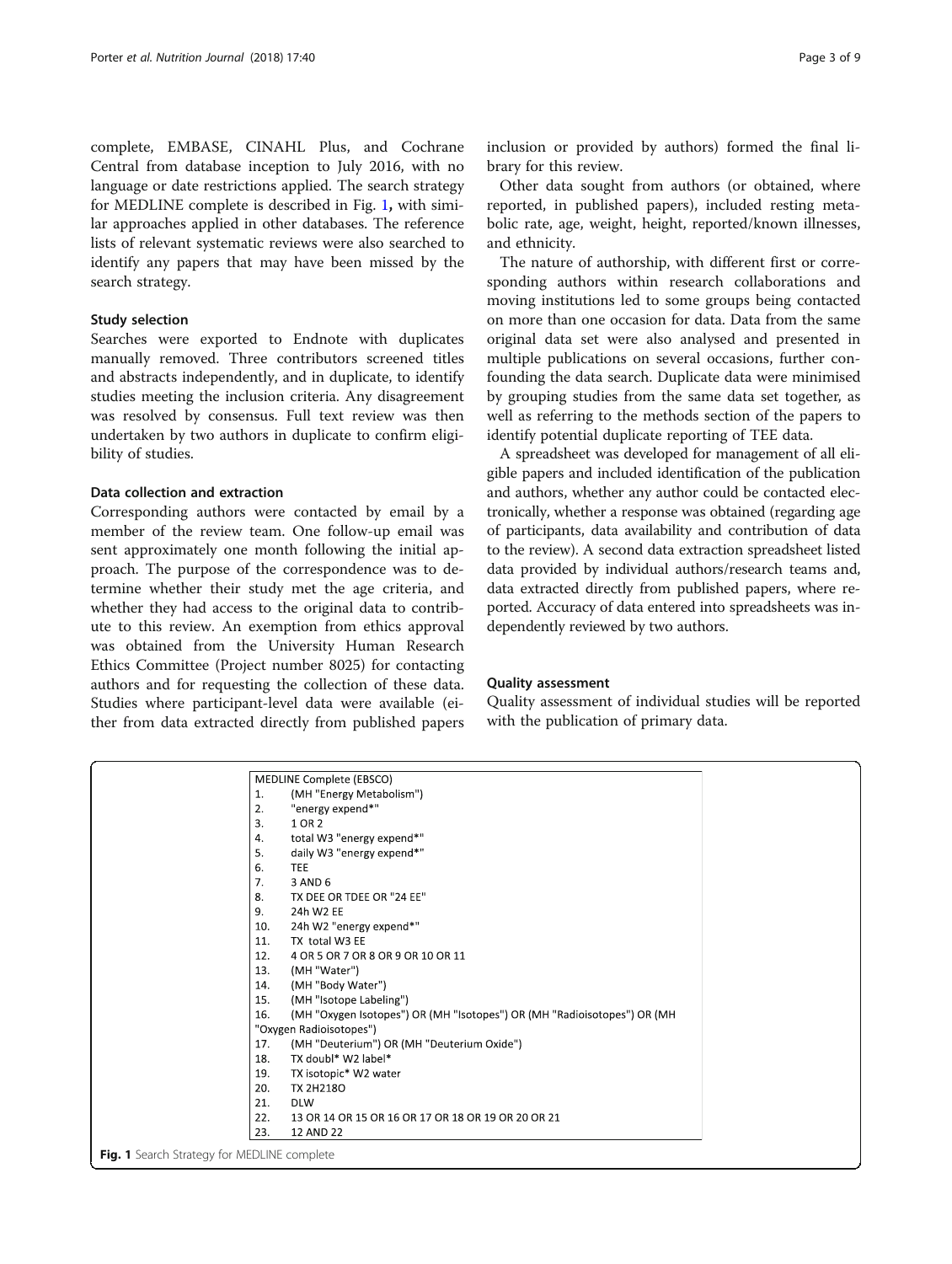complete, EMBASE, CINAHL Plus, and Cochrane Central from database inception to July 2016, with no language or date restrictions applied. The search strategy for MEDLINE complete is described in Fig. 1, with similar approaches applied in other databases. The reference lists of relevant systematic reviews were also searched to identify any papers that may have been missed by the search strategy.

### Study selection

Searches were exported to Endnote with duplicates manually removed. Three contributors screened titles and abstracts independently, and in duplicate, to identify studies meeting the inclusion criteria. Any disagreement was resolved by consensus. Full text review was then undertaken by two authors in duplicate to confirm eligibility of studies.

### Data collection and extraction

Corresponding authors were contacted by email by a member of the review team. One follow-up email was sent approximately one month following the initial approach. The purpose of the correspondence was to determine whether their study met the age criteria, and whether they had access to the original data to contribute to this review. An exemption from ethics approval was obtained from the University Human Research Ethics Committee (Project number 8025) for contacting authors and for requesting the collection of these data. Studies where participant-level data were available (either from data extracted directly from published papers inclusion or provided by authors) formed the final library for this review.

Other data sought from authors (or obtained, where reported, in published papers), included resting metabolic rate, age, weight, height, reported/known illnesses, and ethnicity.

The nature of authorship, with different first or corresponding authors within research collaborations and moving institutions led to some groups being contacted on more than one occasion for data. Data from the same original data set were also analysed and presented in multiple publications on several occasions, further confounding the data search. Duplicate data were minimised by grouping studies from the same data set together, as well as referring to the methods section of the papers to identify potential duplicate reporting of TEE data.

A spreadsheet was developed for management of all eligible papers and included identification of the publication and authors, whether any author could be contacted electronically, whether a response was obtained (regarding age of participants, data availability and contribution of data to the review). A second data extraction spreadsheet listed data provided by individual authors/research teams and, data extracted directly from published papers, where reported. Accuracy of data entered into spreadsheets was independently reviewed by two authors.

### Quality assessment

Quality assessment of individual studies will be reported with the publication of primary data.

MEDLINE Complete (EBSCO)
1. (MH "Energy Metabolism")
2. "energy expend*"
3. 1 OR 2
4. total W3 "energy expend*"
5. daily W3 "energy expend*"
6. TEE
7. 3 AND 6
8. TX DEE OR TDEE OR "24 EE"
9. 24h W2 EE
10. 24h W2 "energy expend*"
11. TX total W3 EE
12. 4 OR 5 OR 7 OR 8 OR 9 OR 10 OR 11
13. (MH "Water")
14. (MH "Body Water")
15. (MH "Isotope Labeling")
16. (MH "Oxygen Isotopes") OR (MH "Isotopes") OR (MH "Radioisotopes") OR (MH "Oxygen Radioisotopes")
17. (MH "Deuterium") OR (MH "Deuterium Oxide")
18. TX doubl* W2 label*
19. TX isotopic* W2 water
20. TX 2H218O
21. DLW
22. 13 OR 14 OR 15 OR 16 OR 17 OR 18 OR 19 OR 20 OR 21
23. 12 AND 22

**Fig. 1** Search Strategy for MEDLINE complete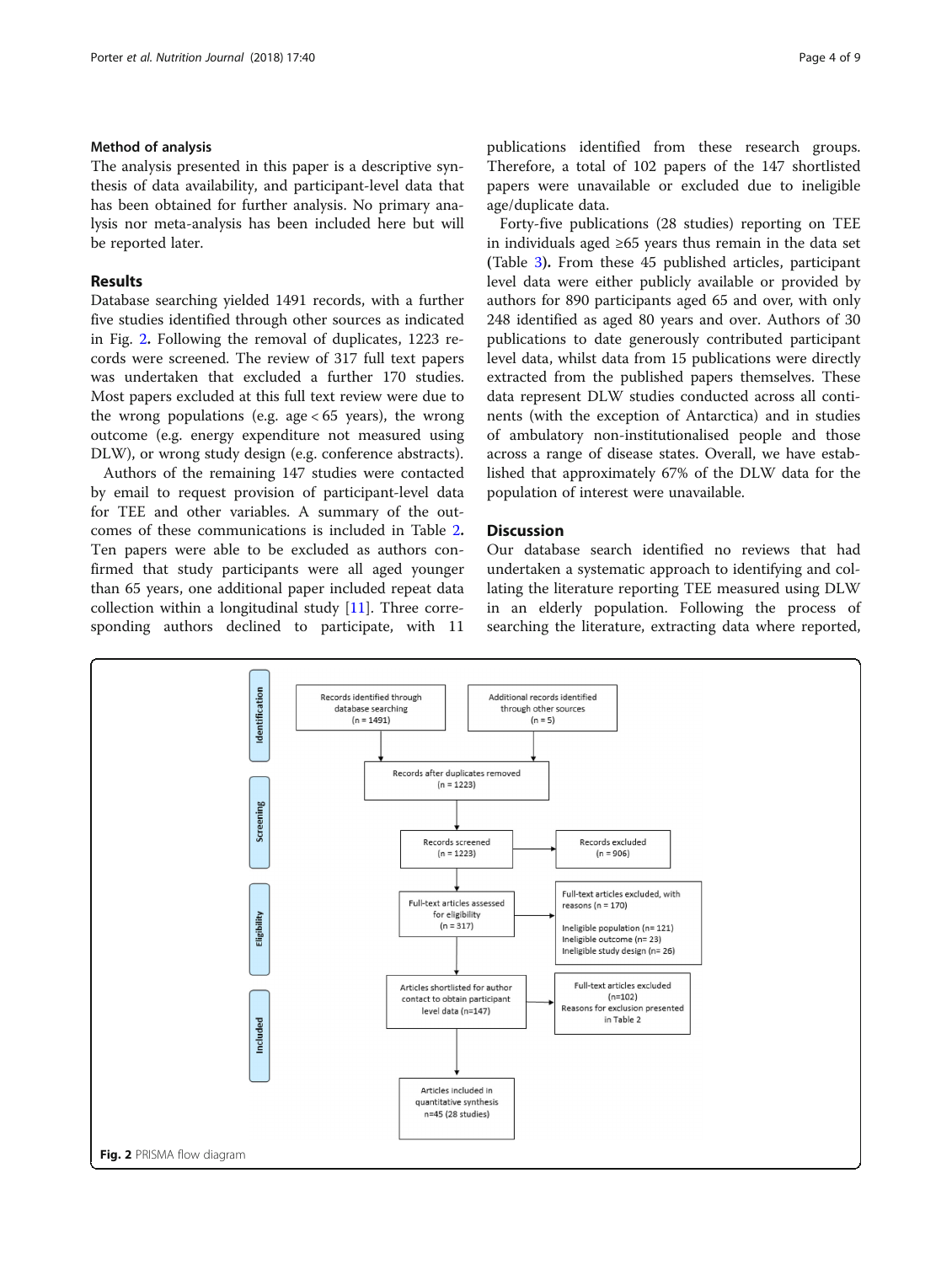### Method of analysis

The analysis presented in this paper is a descriptive synthesis of data availability, and participant-level data that has been obtained for further analysis. No primary analysis nor meta-analysis has been included here but will be reported later.

## Results

Database searching yielded 1491 records, with a further five studies identified through other sources as indicated in Fig. 2. Following the removal of duplicates, 1223 records were screened. The review of 317 full text papers was undertaken that excluded a further 170 studies. Most papers excluded at this full text review were due to the wrong populations (e.g. age < 65 years), the wrong outcome (e.g. energy expenditure not measured using DLW), or wrong study design (e.g. conference abstracts).

Authors of the remaining 147 studies were contacted by email to request provision of participant-level data for TEE and other variables. A summary of the outcomes of these communications is included in Table 2. Ten papers were able to be excluded as authors confirmed that study participants were all aged younger than 65 years, one additional paper included repeat data collection within a longitudinal study [11]. Three corresponding authors declined to participate, with 11 publications identified from these research groups. Therefore, a total of 102 papers of the 147 shortlisted papers were unavailable or excluded due to ineligible age/duplicate data.

Forty-five publications (28 studies) reporting on TEE in individuals aged ≥65 years thus remain in the data set (Table 3). From these 45 published articles, participant level data were either publicly available or provided by authors for 890 participants aged 65 and over, with only 248 identified as aged 80 years and over. Authors of 30 publications to date generously contributed participant level data, whilst data from 15 publications were directly extracted from the published papers themselves. These data represent DLW studies conducted across all continents (with the exception of Antarctica) and in studies of ambulatory non-institutionalised people and those across a range of disease states. Overall, we have established that approximately 67% of the DLW data for the population of interest were unavailable.

## Discussion

Our database search identified no reviews that had undertaken a systematic approach to identifying and collating the literature reporting TEE measured using DLW in an elderly population. Following the process of searching the literature, extracting data where reported,

**Identification**
- Records identified through database searching (n = 1491)
- Additional records identified through other sources (n = 5)

**Screening**
- Records after duplicates removed (n = 1223)
- Records screened (n = 1223)
- Records excluded (n = 906)

**Eligibility**
- Full-text articles assessed for eligibility (n = 317)
- Full-text articles excluded, with reasons (n = 170): Ineligible population (n= 121); Ineligible outcome (n= 23); Ineligible study design (n= 26)

**Included**
- Articles shortlisted for author contact to obtain participant level data (n=147)
- Full-text articles excluded (n=102). Reasons for exclusion presented in Table 2
- Articles included in quantitative synthesis n=45 (28 studies)

**Fig. 2** PRISMA flow diagram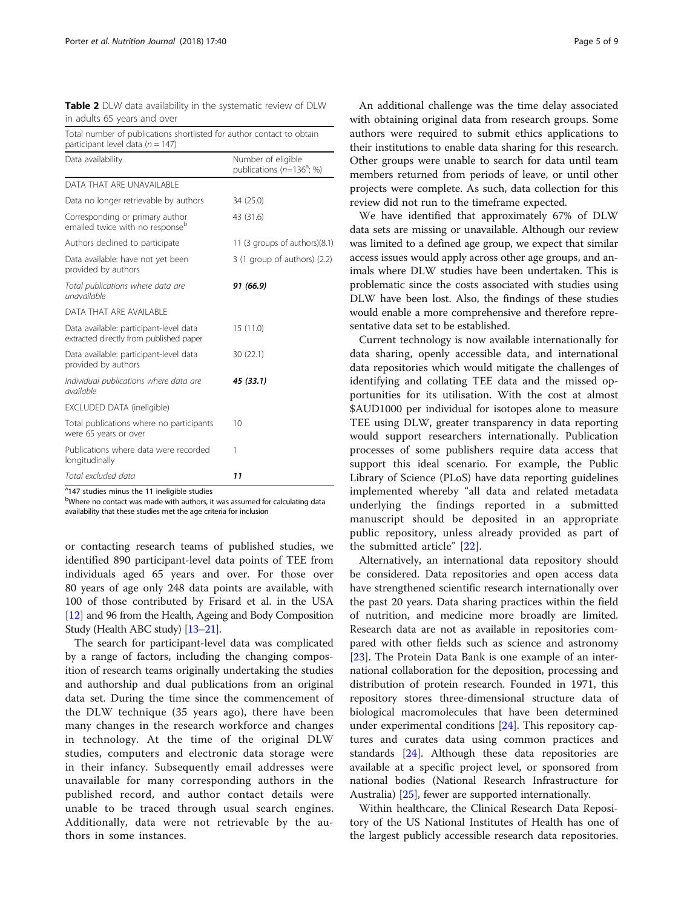**Table 2** DLW data availability in the systematic review of DLW in adults 65 years and over

| Total number of publications shortlisted for author contact to obtain participant level data ($n = 147$) | |
|---|---|
| Data availability | Number of eligible publications ($n$=136[a]; %) |
| DATA THAT ARE UNAVAILABLE | |
| Data no longer retrievable by authors | 34 (25.0) |
| Corresponding or primary author emailed twice with no response[b] | 43 (31.6) |
| Authors declined to participate | 11 (3 groups of authors)(8.1) |
| Data available: have not yet been provided by authors | 3 (1 group of authors) (2.2) |
| *Total publications where data are unavailable* | ***91 (66.9)*** |
| DATA THAT ARE AVAILABLE | |
| Data available: participant-level data extracted directly from published paper | 15 (11.0) |
| Data available: participant-level data provided by authors | 30 (22.1) |
| *Individual publications where data are available* | ***45 (33.1)*** |
| EXCLUDED DATA (ineligible) | |
| Total publications where no participants were 65 years or over | 10 |
| Publications where data were recorded longitudinally | 1 |
| *Total excluded data* | ***11*** |

[a]147 studies minus the 11 ineligible studies
[b]Where no contact was made with authors, it was assumed for calculating data availability that these studies met the age criteria for inclusion

or contacting research teams of published studies, we identified 890 participant-level data points of TEE from individuals aged 65 years and over. For those over 80 years of age only 248 data points are available, with 100 of those contributed by Frisard et al. in the USA [12] and 96 from the Health, Ageing and Body Composition Study (Health ABC study) [13–21].

The search for participant-level data was complicated by a range of factors, including the changing composition of research teams originally undertaking the studies and authorship and dual publications from an original data set. During the time since the commencement of the DLW technique (35 years ago), there have been many changes in the research workforce and changes in technology. At the time of the original DLW studies, computers and electronic data storage were in their infancy. Subsequently email addresses were unavailable for many corresponding authors in the published record, and author contact details were unable to be traced through usual search engines. Additionally, data were not retrievable by the authors in some instances.

An additional challenge was the time delay associated with obtaining original data from research groups. Some authors were required to submit ethics applications to their institutions to enable data sharing for this research. Other groups were unable to search for data until team members returned from periods of leave, or until other projects were complete. As such, data collection for this review did not run to the timeframe expected.

We have identified that approximately 67% of DLW data sets are missing or unavailable. Although our review was limited to a defined age group, we expect that similar access issues would apply across other age groups, and animals where DLW studies have been undertaken. This is problematic since the costs associated with studies using DLW have been lost. Also, the findings of these studies would enable a more comprehensive and therefore representative data set to be established.

Current technology is now available internationally for data sharing, openly accessible data, and international data repositories which would mitigate the challenges of identifying and collating TEE data and the missed opportunities for its utilisation. With the cost at almost $AUD1000 per individual for isotopes alone to measure TEE using DLW, greater transparency in data reporting would support researchers internationally. Publication processes of some publishers require data access that support this ideal scenario. For example, the Public Library of Science (PLoS) have data reporting guidelines implemented whereby “all data and related metadata underlying the findings reported in a submitted manuscript should be deposited in an appropriate public repository, unless already provided as part of the submitted article” [22].

Alternatively, an international data repository should be considered. Data repositories and open access data have strengthened scientific research internationally over the past 20 years. Data sharing practices within the field of nutrition, and medicine more broadly are limited. Research data are not as available in repositories compared with other fields such as science and astronomy [23]. The Protein Data Bank is one example of an international collaboration for the deposition, processing and distribution of protein research. Founded in 1971, this repository stores three-dimensional structure data of biological macromolecules that have been determined under experimental conditions [24]. This repository captures and curates data using common practices and standards [24]. Although these data repositories are available at a specific project level, or sponsored from national bodies (National Research Infrastructure for Australia) [25], fewer are supported internationally.

Within healthcare, the Clinical Research Data Repository of the US National Institutes of Health has one of the largest publicly accessible research data repositories.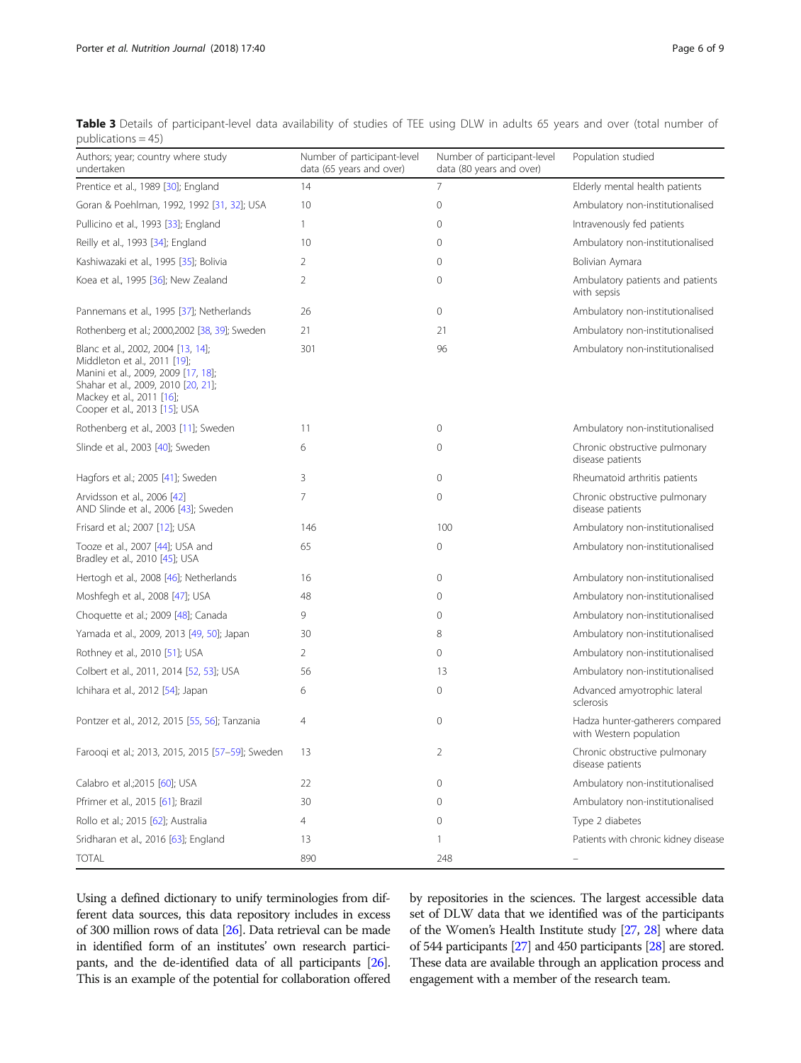**Table 3** Details of participant-level data availability of studies of TEE using DLW in adults 65 years and over (total number of publications = 45)

| Authors; year; country where study undertaken | Number of participant-level data (65 years and over) | Number of participant-level data (80 years and over) | Population studied |
|---|---|---|---|
| Prentice et al., 1989 [30]; England | 14 | 7 | Elderly mental health patients |
| Goran & Poehlman, 1992, 1992 [31, 32]; USA | 10 | 0 | Ambulatory non-institutionalised |
| Pullicino et al., 1993 [33]; England | 1 | 0 | Intravenously fed patients |
| Reilly et al., 1993 [34]; England | 10 | 0 | Ambulatory non-institutionalised |
| Kashiwazaki et al., 1995 [35]; Bolivia | 2 | 0 | Bolivian Aymara |
| Koea et al., 1995 [36]; New Zealand | 2 | 0 | Ambulatory patients and patients with sepsis |
| Pannemans et al., 1995 [37]; Netherlands | 26 | 0 | Ambulatory non-institutionalised |
| Rothenberg et al.; 2000,2002 [38, 39]; Sweden | 21 | 21 | Ambulatory non-institutionalised |
| Blanc et al., 2002, 2004 [13, 14]; Middleton et al., 2011 [19]; Manini et al., 2009, 2009 [17, 18]; Shahar et al., 2009, 2010 [20, 21]; Mackey et al., 2011 [16]; Cooper et al., 2013 [15]; USA | 301 | 96 | Ambulatory non-institutionalised |
| Rothenberg et al., 2003 [11]; Sweden | 11 | 0 | Ambulatory non-institutionalised |
| Slinde et al., 2003 [40]; Sweden | 6 | 0 | Chronic obstructive pulmonary disease patients |
| Hagfors et al.; 2005 [41]; Sweden | 3 | 0 | Rheumatoid arthritis patients |
| Arvidsson et al., 2006 [42] AND Slinde et al., 2006 [43]; Sweden | 7 | 0 | Chronic obstructive pulmonary disease patients |
| Frisard et al.; 2007 [12]; USA | 146 | 100 | Ambulatory non-institutionalised |
| Tooze et al., 2007 [44]; USA and Bradley et al., 2010 [45]; USA | 65 | 0 | Ambulatory non-institutionalised |
| Hertogh et al., 2008 [46]; Netherlands | 16 | 0 | Ambulatory non-institutionalised |
| Moshfegh et al., 2008 [47]; USA | 48 | 0 | Ambulatory non-institutionalised |
| Choquette et al.; 2009 [48]; Canada | 9 | 0 | Ambulatory non-institutionalised |
| Yamada et al., 2009, 2013 [49, 50]; Japan | 30 | 8 | Ambulatory non-institutionalised |
| Rothney et al., 2010 [51]; USA | 2 | 0 | Ambulatory non-institutionalised |
| Colbert et al., 2011, 2014 [52, 53]; USA | 56 | 13 | Ambulatory non-institutionalised |
| Ichihara et al., 2012 [54]; Japan | 6 | 0 | Advanced amyotrophic lateral sclerosis |
| Pontzer et al., 2012, 2015 [55, 56]; Tanzania | 4 | 0 | Hadza hunter-gatherers compared with Western population |
| Farooqi et al.; 2013, 2015, 2015 [57–59]; Sweden | 13 | 2 | Chronic obstructive pulmonary disease patients |
| Calabro et al.;2015 [60]; USA | 22 | 0 | Ambulatory non-institutionalised |
| Pfrimer et al., 2015 [61]; Brazil | 30 | 0 | Ambulatory non-institutionalised |
| Rollo et al.; 2015 [62]; Australia | 4 | 0 | Type 2 diabetes |
| Sridharan et al., 2016 [63]; England | 13 | 1 | Patients with chronic kidney disease |
| TOTAL | 890 | 248 | – |

Using a defined dictionary to unify terminologies from different data sources, this data repository includes in excess of 300 million rows of data [26]. Data retrieval can be made in identified form of an institutes' own research participants, and the de-identified data of all participants [26]. This is an example of the potential for collaboration offered by repositories in the sciences. The largest accessible data set of DLW data that we identified was of the participants of the Women's Health Institute study [27, 28] where data of 544 participants [27] and 450 participants [28] are stored. These data are available through an application process and engagement with a member of the research team.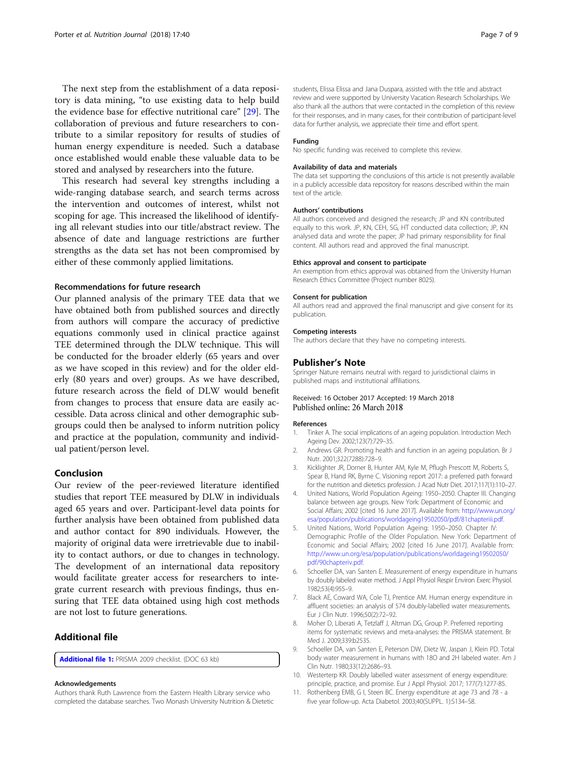The next step from the establishment of a data repository is data mining, "to use existing data to help build the evidence base for effective nutritional care" [29]. The collaboration of previous and future researchers to contribute to a similar repository for results of studies of human energy expenditure is needed. Such a database once established would enable these valuable data to be stored and analysed by researchers into the future.

This research had several key strengths including a wide-ranging database search, and search terms across the intervention and outcomes of interest, whilst not scoping for age. This increased the likelihood of identifying all relevant studies into our title/abstract review. The absence of date and language restrictions are further strengths as the data set has not been compromised by either of these commonly applied limitations.

### Recommendations for future research

Our planned analysis of the primary TEE data that we have obtained both from published sources and directly from authors will compare the accuracy of predictive equations commonly used in clinical practice against TEE determined through the DLW technique. This will be conducted for the broader elderly (65 years and over as we have scoped in this review) and for the older elderly (80 years and over) groups. As we have described, future research across the field of DLW would benefit from changes to process that ensure data are easily accessible. Data across clinical and other demographic subgroups could then be analysed to inform nutrition policy and practice at the population, community and individual patient/person level.

## Conclusion

Our review of the peer-reviewed literature identified studies that report TEE measured by DLW in individuals aged 65 years and over. Participant-level data points for further analysis have been obtained from published data and author contact for 890 individuals. However, the majority of original data were irretrievable due to inability to contact authors, or due to changes in technology. The development of an international data repository would facilitate greater access for researchers to integrate current research with previous findings, thus ensuring that TEE data obtained using high cost methods are not lost to future generations.

## Additional file

**Additional file 1:** PRISMA 2009 checklist. (DOC 63 kb)

#### Acknowledgements

Authors thank Ruth Lawrence from the Eastern Health Library service who completed the database searches. Two Monash University Nutrition & Dietetic students, Elissa Elissa and Jana Duspara, assisted with the title and abstract review and were supported by University Vacation Research Scholarships. We also thank all the authors that were contacted in the completion of this review for their responses, and in many cases, for their contribution of participant-level data for further analysis, we appreciate their time and effort spent.

#### Funding

No specific funding was received to complete this review.

#### Availability of data and materials

The data set supporting the conclusions of this article is not presently available in a publicly accessible data repository for reasons described within the main text of the article.

#### Authors' contributions

All authors conceived and designed the research; JP and KN contributed equally to this work. JP, KN, CEH, SG, HT conducted data collection; JP, KN analysed data and wrote the paper; JP had primary responsibility for final content. All authors read and approved the final manuscript.

#### Ethics approval and consent to participate

An exemption from ethics approval was obtained from the University Human Research Ethics Committee (Project number 8025).

#### Consent for publication

All authors read and approved the final manuscript and give consent for its publication.

#### Competing interests

The authors declare that they have no competing interests.

## Publisher's Note

Springer Nature remains neutral with regard to jurisdictional claims in published maps and institutional affiliations.

Received: 16 October 2017 Accepted: 19 March 2018
Published online: 26 March 2018

#### References

1. Tinker A. The social implications of an ageing population. Introduction Mech Ageing Dev. 2002;123(7):729–35.
2. Andrews GR. Promoting health and function in an ageing population. Br J Nutr. 2001;322(7288):728–9.
3. Kicklighter JR, Dorner B, Hunter AM, Kyle M, Pflugh Prescott M, Roberts S, Spear B, Hand RK, Byrne C. Visioning report 2017: a preferred path forward for the nutrition and dietetics profession. J Acad Nutr Diet. 2017;117(1):110–27.
4. United Nations, World Population Ageing: 1950–2050. Chapter III. Changing balance between age groups. New York: Department of Economic and Social Affairs; 2002 [cited 16 June 2017]. Available from: http://www.un.org/esa/population/publications/worldageing19502050/pdf/81chapteriii.pdf.
5. United Nations, World Population Ageing: 1950–2050. Chapter IV: Demographic Profile of the Older Population. New York: Department of Economic and Social Affairs; 2002 [cited 16 June 2017]. Available from: http://www.un.org/esa/population/publications/worldageing19502050/pdf/90chapteriv.pdf.
6. Schoeller DA, van Santen E. Measurement of energy expenditure in humans by doubly labeled water method. J Appl Physiol Respir Environ Exerc Physiol. 1982;53(4):955–9.
7. Black AE, Coward WA, Cole TJ, Prentice AM. Human energy expenditure in affluent societies: an analysis of 574 doubly-labelled water measurements. Eur J Clin Nutr. 1996;50(2):72–92.
8. Moher D, Liberati A, Tetzlaff J, Altman DG, Group P. Preferred reporting items for systematic reviews and meta-analyses: the PRISMA statement. Br Med J. 2009;339:b2535.
9. Schoeller DA, van Santen E, Peterson DW, Dietz W, Jaspan J, Klein PD. Total body water measurement in humans with 18O and 2H labeled water. Am J Clin Nutr. 1980;33(12):2686–93.
10. Westerterp KR. Doubly labelled water assessment of energy expenditure: principle, practice, and promise. Eur J Appl Physiol. 2017; 177(7):1277-85.
11. Rothenberg EMB, G I, Steen BC. Energy expenditure at age 73 and 78 - a five year follow-up. Acta Diabetol. 2003;40(SUPPL. 1):S134–S8.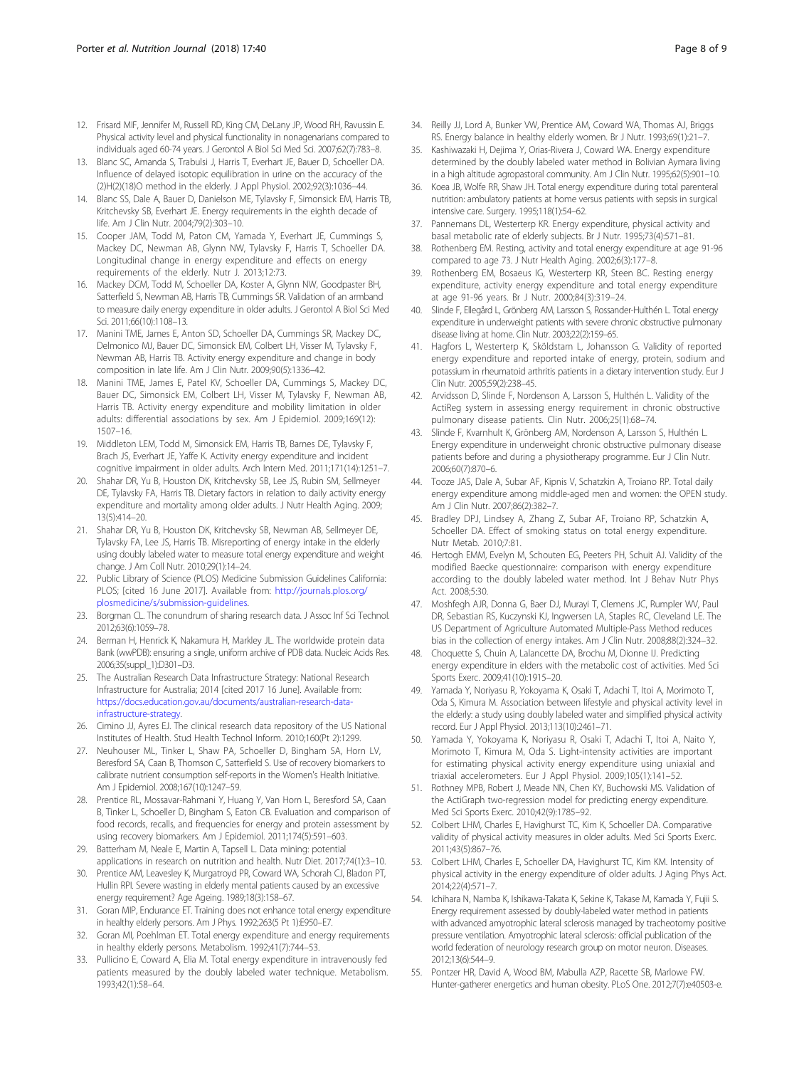12. Frisard MIF, Jennifer M, Russell RD, King CM, DeLany JP, Wood RH, Ravussin E. Physical activity level and physical functionality in nonagenarians compared to individuals aged 60-74 years. J Gerontol A Biol Sci Med Sci. 2007;62(7):783–8.
13. Blanc SC, Amanda S, Trabulsi J, Harris T, Everhart JE, Bauer D, Schoeller DA. Influence of delayed isotopic equilibration in urine on the accuracy of the (2)H(2)(18)O method in the elderly. J Appl Physiol. 2002;92(3):1036–44.
14. Blanc SS, Dale A, Bauer D, Danielson ME, Tylavsky F, Simonsick EM, Harris TB, Kritchevsky SB, Everhart JE. Energy requirements in the eighth decade of life. Am J Clin Nutr. 2004;79(2):303–10.
15. Cooper JAM, Todd M, Paton CM, Yamada Y, Everhart JE, Cummings S, Mackey DC, Newman AB, Glynn NW, Tylavsky F, Harris T, Schoeller DA. Longitudinal change in energy expenditure and effects on energy requirements of the elderly. Nutr J. 2013;12:73.
16. Mackey DCM, Todd M, Schoeller DA, Koster A, Glynn NW, Goodpaster BH, Satterfield S, Newman AB, Harris TB, Cummings SR. Validation of an armband to measure daily energy expenditure in older adults. J Gerontol A Biol Sci Med Sci. 2011;66(10):1108–13.
17. Manini TME, James E, Anton SD, Schoeller DA, Cummings SR, Mackey DC, Delmonico MJ, Bauer DC, Simonsick EM, Colbert LH, Visser M, Tylavsky F, Newman AB, Harris TB. Activity energy expenditure and change in body composition in late life. Am J Clin Nutr. 2009;90(5):1336–42.
18. Manini TME, James E, Patel KV, Schoeller DA, Cummings S, Mackey DC, Bauer DC, Simonsick EM, Colbert LH, Visser M, Tylavsky F, Newman AB, Harris TB. Activity energy expenditure and mobility limitation in older adults: differential associations by sex. Am J Epidemiol. 2009;169(12):1507–16.
19. Middleton LEM, Todd M, Simonsick EM, Harris TB, Barnes DE, Tylavsky F, Brach JS, Everhart JE, Yaffe K. Activity energy expenditure and incident cognitive impairment in older adults. Arch Intern Med. 2011;171(14):1251–7.
20. Shahar DR, Yu B, Houston DK, Kritchevsky SB, Lee JS, Rubin SM, Sellmeyer DE, Tylavsky FA, Harris TB. Dietary factors in relation to daily activity energy expenditure and mortality among older adults. J Nutr Health Aging. 2009;13(5):414–20.
21. Shahar DR, Yu B, Houston DK, Kritchevsky SB, Newman AB, Sellmeyer DE, Tylavsky FA, Lee JS, Harris TB. Misreporting of energy intake in the elderly using doubly labeled water to measure total energy expenditure and weight change. J Am Coll Nutr. 2010;29(1):14–24.
22. Public Library of Science (PLOS) Medicine Submission Guidelines California: PLOS; [cited 16 June 2017]. Available from: http://journals.plos.org/plosmedicine/s/submission-guidelines.
23. Borgman CL. The conundrum of sharing research data. J Assoc Inf Sci Technol. 2012;63(6):1059–78.
24. Berman H, Henrick K, Nakamura H, Markley JL. The worldwide protein data Bank (wwPDB): ensuring a single, uniform archive of PDB data. Nucleic Acids Res. 2006;35(suppl_1):D301–D3.
25. The Australian Research Data Infrastructure Strategy: National Research Infrastructure for Australia; 2014 [cited 2017 16 June]. Available from: https://docs.education.gov.au/documents/australian-research-data-infrastructure-strategy.
26. Cimino JJ, Ayres EJ. The clinical research data repository of the US National Institutes of Health. Stud Health Technol Inform. 2010;160(Pt 2):1299.
27. Neuhouser ML, Tinker L, Shaw PA, Schoeller D, Bingham SA, Horn LV, Beresford SA, Caan B, Thomson C, Satterfield S. Use of recovery biomarkers to calibrate nutrient consumption self-reports in the Women's Health Initiative. Am J Epidemiol. 2008;167(10):1247–59.
28. Prentice RL, Mossavar-Rahmani Y, Huang Y, Van Horn L, Beresford SA, Caan B, Tinker L, Schoeller D, Bingham S, Eaton CB. Evaluation and comparison of food records, recalls, and frequencies for energy and protein assessment by using recovery biomarkers. Am J Epidemiol. 2011;174(5):591–603.
29. Batterham M, Neale E, Martin A, Tapsell L. Data mining: potential applications in research on nutrition and health. Nutr Diet. 2017;74(1):3–10.
30. Prentice AM, Leavesley K, Murgatroyd PR, Coward WA, Schorah CJ, Bladon PT, Hullin RPI. Severe wasting in elderly mental patients caused by an excessive energy requirement? Age Ageing. 1989;18(3):158–67.
31. Goran MIP, Endurance ET. Training does not enhance total energy expenditure in healthy elderly persons. Am J Phys. 1992;263(5 Pt 1):E950–E7.
32. Goran MI, Poehlman ET. Total energy expenditure and energy requirements in healthy elderly persons. Metabolism. 1992;41(7):744–53.
33. Pullicino E, Coward A, Elia M. Total energy expenditure in intravenously fed patients measured by the doubly labeled water technique. Metabolism. 1993;42(1):58–64.
34. Reilly JJ, Lord A, Bunker VW, Prentice AM, Coward WA, Thomas AJ, Briggs RS. Energy balance in healthy elderly women. Br J Nutr. 1993;69(1):21–7.
35. Kashiwazaki H, Dejima Y, Orias-Rivera J, Coward WA. Energy expenditure determined by the doubly labeled water method in Bolivian Aymara living in a high altitude agropastoral community. Am J Clin Nutr. 1995;62(5):901–10.
36. Koea JB, Wolfe RR, Shaw JH. Total energy expenditure during total parenteral nutrition: ambulatory patients at home versus patients with sepsis in surgical intensive care. Surgery. 1995;118(1):54–62.
37. Pannemans DL, Westerterp KR. Energy expenditure, physical activity and basal metabolic rate of elderly subjects. Br J Nutr. 1995;73(4):571–81.
38. Rothenberg EM. Resting, activity and total energy expenditure at age 91-96 compared to age 73. J Nutr Health Aging. 2002;6(3):177–8.
39. Rothenberg EM, Bosaeus IG, Westerterp KR, Steen BC. Resting energy expenditure, activity energy expenditure and total energy expenditure at age 91-96 years. Br J Nutr. 2000;84(3):319–24.
40. Slinde F, Ellegård L, Grönberg AM, Larsson S, Rossander-Hulthén L. Total energy expenditure in underweight patients with severe chronic obstructive pulmonary disease living at home. Clin Nutr. 2003;22(2):159–65.
41. Hagfors L, Westerterp K, Sköldstam L, Johansson G. Validity of reported energy expenditure and reported intake of energy, protein, sodium and potassium in rheumatoid arthritis patients in a dietary intervention study. Eur J Clin Nutr. 2005;59(2):238–45.
42. Arvidsson D, Slinde F, Nordenson A, Larsson S, Hulthén L. Validity of the ActiReg system in assessing energy requirement in chronic obstructive pulmonary disease patients. Clin Nutr. 2006;25(1):68–74.
43. Slinde F, Kvarnhult K, Grönberg AM, Nordenson A, Larsson S, Hulthén L. Energy expenditure in underweight chronic obstructive pulmonary disease patients before and during a physiotherapy programme. Eur J Clin Nutr. 2006;60(7):870–6.
44. Tooze JAS, Dale A, Subar AF, Kipnis V, Schatzkin A, Troiano RP. Total daily energy expenditure among middle-aged men and women: the OPEN study. Am J Clin Nutr. 2007;86(2):382–7.
45. Bradley DPJ, Lindsey A, Zhang Z, Subar AF, Troiano RP, Schatzkin A, Schoeller DA. Effect of smoking status on total energy expenditure. Nutr Metab. 2010;7:81.
46. Hertogh EMM, Evelyn M, Schouten EG, Peeters PH, Schuit AJ. Validity of the modified Baecke questionnaire: comparison with energy expenditure according to the doubly labeled water method. Int J Behav Nutr Phys Act. 2008;5:30.
47. Moshfegh AJR, Donna G, Baer DJ, Murayi T, Clemens JC, Rumpler WV, Paul DR, Sebastian RS, Kuczynski KJ, Ingwersen LA, Staples RC, Cleveland LE. The US Department of Agriculture Automated Multiple-Pass Method reduces bias in the collection of energy intakes. Am J Clin Nutr. 2008;88(2):324–32.
48. Choquette S, Chuin A, Lalancette DA, Brochu M, Dionne IJ. Predicting energy expenditure in elders with the metabolic cost of activities. Med Sci Sports Exerc. 2009;41(10):1915–20.
49. Yamada Y, Noriyasu R, Yokoyama K, Osaki T, Adachi T, Itoi A, Morimoto T, Oda S, Kimura M. Association between lifestyle and physical activity level in the elderly: a study using doubly labeled water and simplified physical activity record. Eur J Appl Physiol. 2013;113(10):2461–71.
50. Yamada Y, Yokoyama K, Noriyasu R, Osaki T, Adachi T, Itoi A, Naito Y, Morimoto T, Kimura M, Oda S. Light-intensity activities are important for estimating physical activity energy expenditure using uniaxial and triaxial accelerometers. Eur J Appl Physiol. 2009;105(1):141–52.
51. Rothney MPB, Robert J, Meade NN, Chen KY, Buchowski MS. Validation of the ActiGraph two-regression model for predicting energy expenditure. Med Sci Sports Exerc. 2010;42(9):1785–92.
52. Colbert LHM, Charles E, Havighurst TC, Kim K, Schoeller DA. Comparative validity of physical activity measures in older adults. Med Sci Sports Exerc. 2011;43(5):867–76.
53. Colbert LHM, Charles E, Schoeller DA, Havighurst TC, Kim KM. Intensity of physical activity in the energy expenditure of older adults. J Aging Phys Act. 2014;22(4):571–7.
54. Ichihara N, Namba K, Ishikawa-Takata K, Sekine K, Takase M, Kamada Y, Fujii S. Energy requirement assessed by doubly-labeled water method in patients with advanced amyotrophic lateral sclerosis managed by tracheotomy positive pressure ventilation. Amyotrophic lateral sclerosis: official publication of the world federation of neurology research group on motor neuron. Diseases. 2012;13(6):544–9.
55. Pontzer HR, David A, Wood BM, Mabulla AZP, Racette SB, Marlowe FW. Hunter-gatherer energetics and human obesity. PLoS One. 2012;7(7):e40503-e.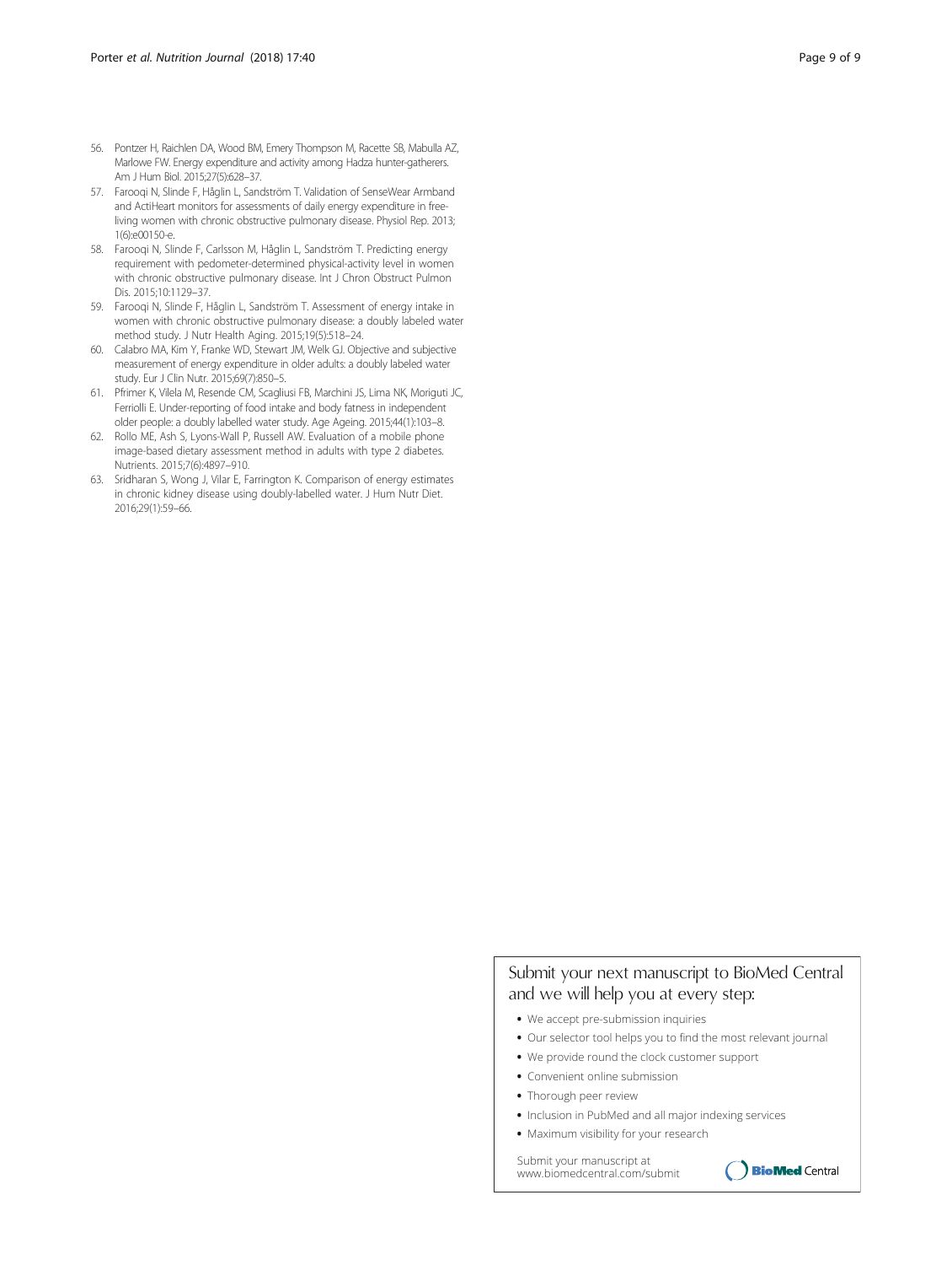56. Pontzer H, Raichlen DA, Wood BM, Emery Thompson M, Racette SB, Mabulla AZ, Marlowe FW. Energy expenditure and activity among Hadza hunter-gatherers. Am J Hum Biol. 2015;27(5):628–37.
57. Farooqi N, Slinde F, Håglin L, Sandström T. Validation of SenseWear Armband and ActiHeart monitors for assessments of daily energy expenditure in free-living women with chronic obstructive pulmonary disease. Physiol Rep. 2013; 1(6):e00150-e.
58. Farooqi N, Slinde F, Carlsson M, Håglin L, Sandström T. Predicting energy requirement with pedometer-determined physical-activity level in women with chronic obstructive pulmonary disease. Int J Chron Obstruct Pulmon Dis. 2015;10:1129–37.
59. Farooqi N, Slinde F, Håglin L, Sandström T. Assessment of energy intake in women with chronic obstructive pulmonary disease: a doubly labeled water method study. J Nutr Health Aging. 2015;19(5):518–24.
60. Calabro MA, Kim Y, Franke WD, Stewart JM, Welk GJ. Objective and subjective measurement of energy expenditure in older adults: a doubly labeled water study. Eur J Clin Nutr. 2015;69(7):850–5.
61. Pfrimer K, Vilela M, Resende CM, Scagliusi FB, Marchini JS, Lima NK, Moriguti JC, Ferriolli E. Under-reporting of food intake and body fatness in independent older people: a doubly labelled water study. Age Ageing. 2015;44(1):103–8.
62. Rollo ME, Ash S, Lyons-Wall P, Russell AW. Evaluation of a mobile phone image-based dietary assessment method in adults with type 2 diabetes. Nutrients. 2015;7(6):4897–910.
63. Sridharan S, Wong J, Vilar E, Farrington K. Comparison of energy estimates in chronic kidney disease using doubly-labelled water. J Hum Nutr Diet. 2016;29(1):59–66.

Submit your next manuscript to BioMed Central and we will help you at every step:

- We accept pre-submission inquiries
- Our selector tool helps you to find the most relevant journal
- We provide round the clock customer support
- Convenient online submission
- Thorough peer review
- Inclusion in PubMed and all major indexing services
- Maximum visibility for your research

Submit your manuscript at www.biomedcentral.com/submit

BioMed Central